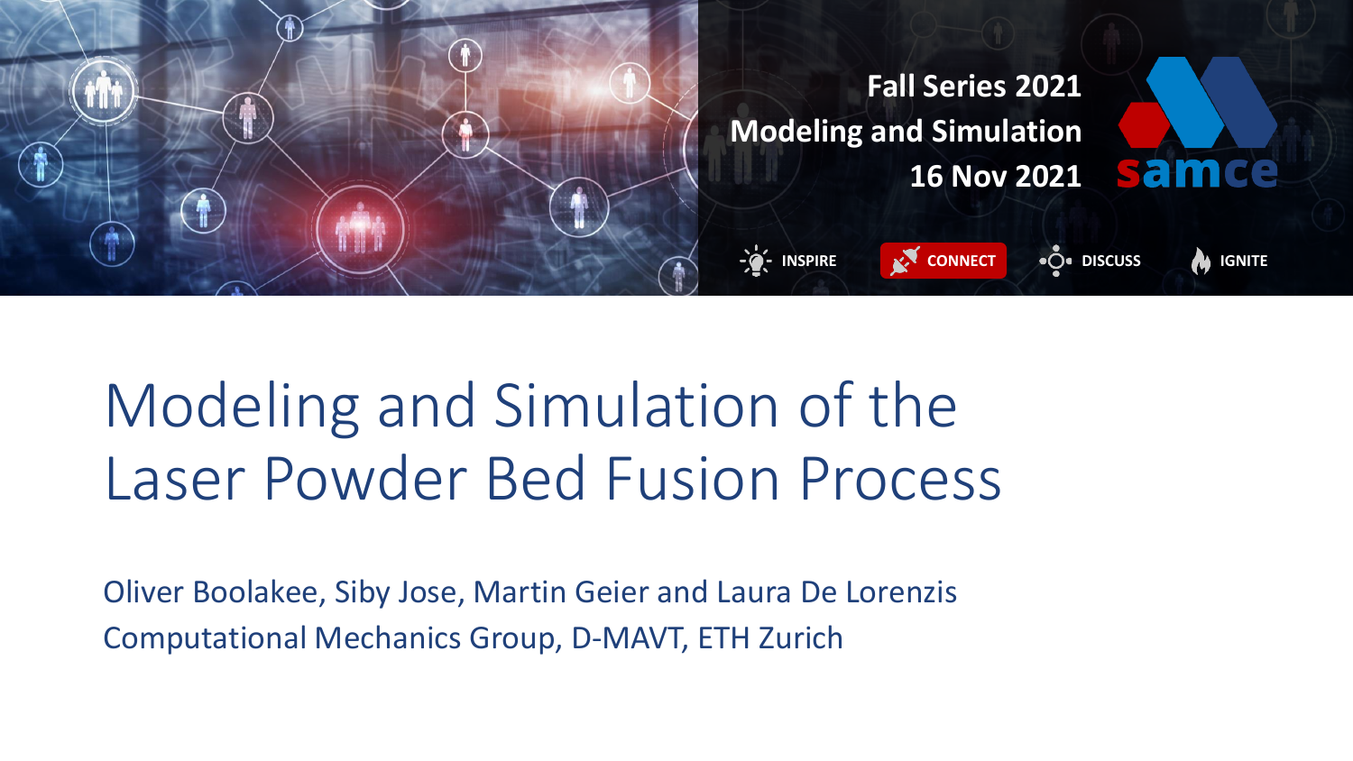Fall Series 2021
Modeling and Simulation
16 Nov 2021

samce

INSPIRE · CONNECT · DISCUSS · IGNITE

# Modeling and Simulation of the Laser Powder Bed Fusion Process

Oliver Boolakee, Siby Jose, Martin Geier and Laura De Lorenzis
Computational Mechanics Group, D-MAVT, ETH Zurich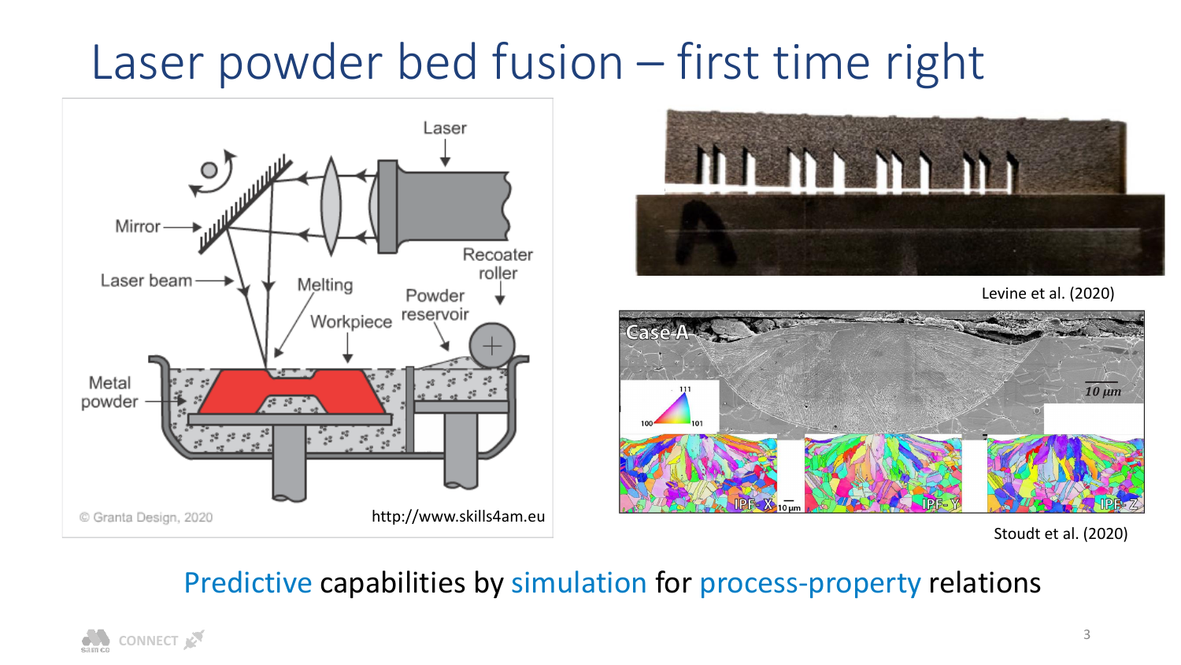# Laser powder bed fusion – first time right

© Granta Design, 2020 http://www.skills4am.eu

Levine et al. (2020)

Stoudt et al. (2020)

Predictive capabilities by simulation for process-property relations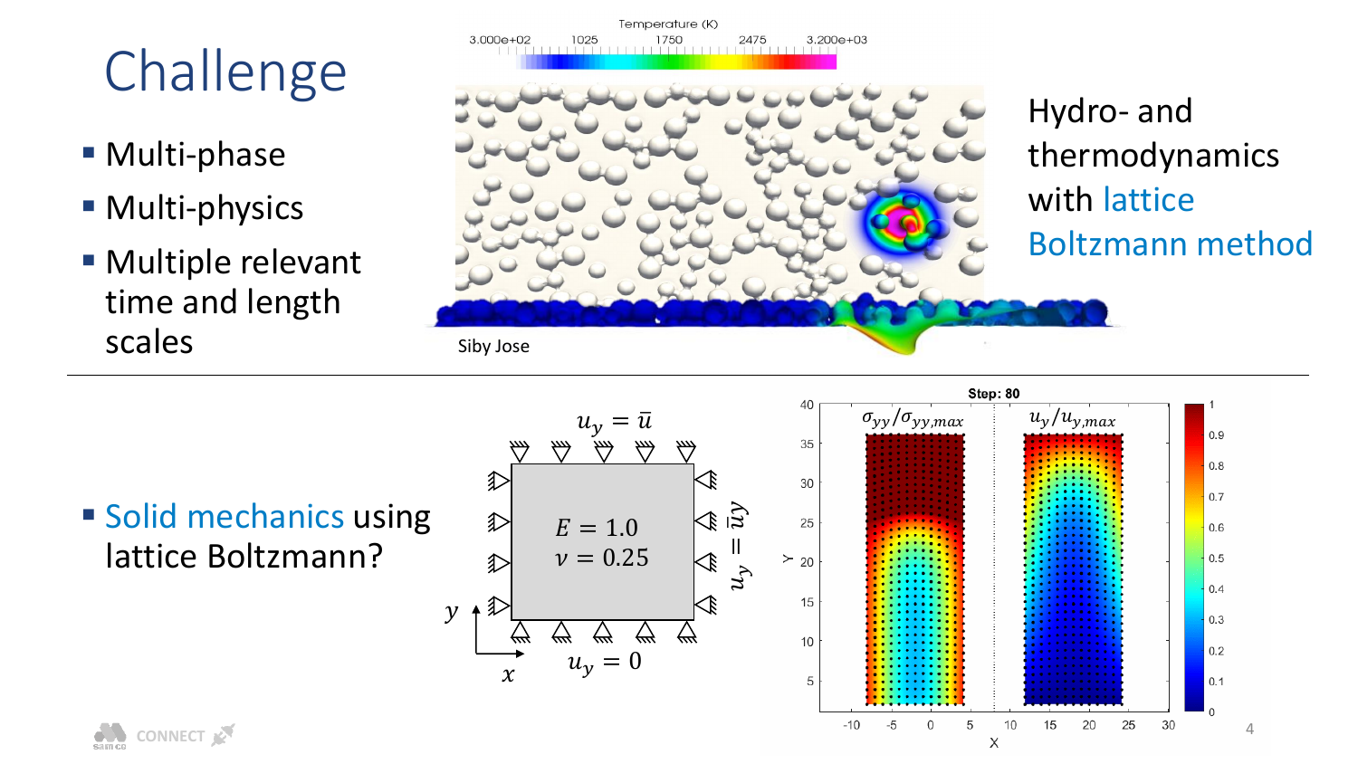# Challenge

- Multi-phase
- Multi-physics
- Multiple relevant time and length scales

Hydro- and thermodynamics with lattice Boltzmann method

Siby Jose

- Solid mechanics using lattice Boltzmann?

$u_y = \bar{u}$

$E = 1.0$

$\nu = 0.25$

$u_y = \bar{u}y$

$u_y = 0$

Step: 80

$\sigma_{yy}/\sigma_{yy,max}$

$u_y/u_{y,max}$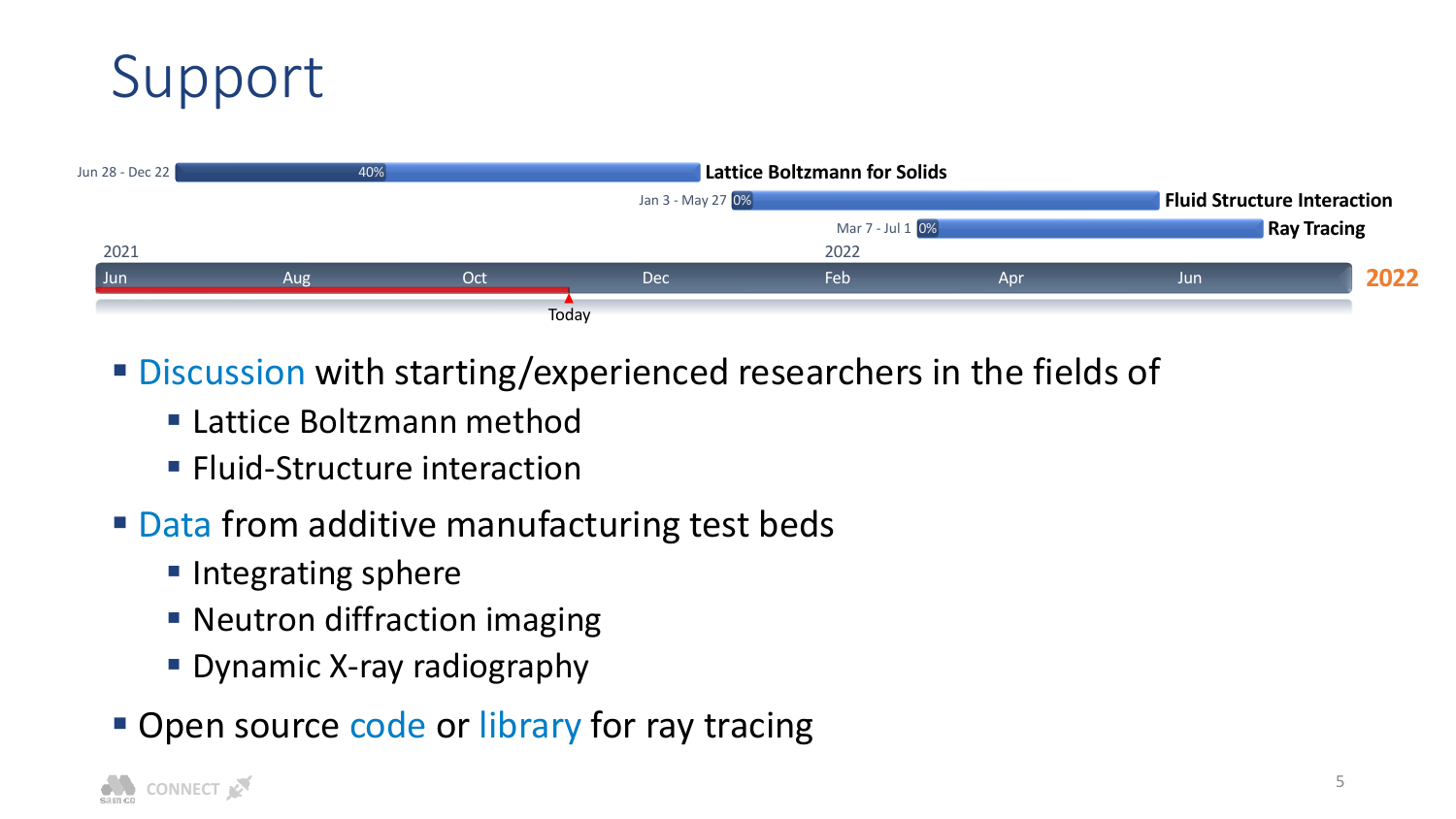# Support

| Dates | Progress | Task |
|---|---|---|
| Jun 28 - Dec 22 | 40% | Lattice Boltzmann for Solids |
| Jan 3 - May 27 | 0% | Fluid Structure Interaction |
| Mar 7 - Jul 1 | 0% | Ray Tracing |

2021: Jun, Aug, Oct, Dec — 2022: Feb, Apr, Jun — 2022

Today

- Discussion with starting/experienced researchers in the fields of
  - Lattice Boltzmann method
  - Fluid-Structure interaction
- Data from additive manufacturing test beds
  - Integrating sphere
  - Neutron diffraction imaging
  - Dynamic X-ray radiography
- Open source code or library for ray tracing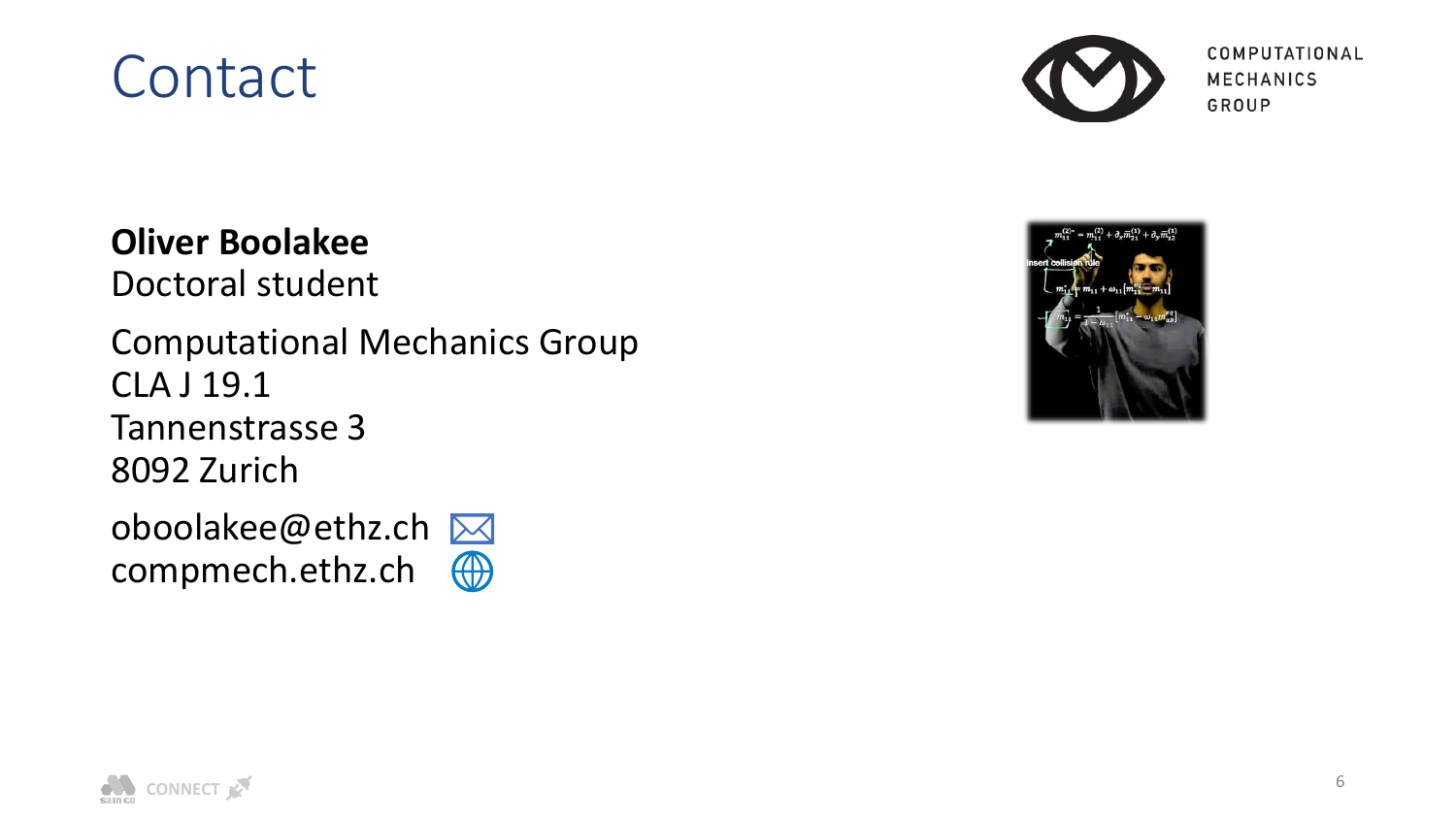# Contact

COMPUTATIONAL
MECHANICS
GROUP

**Oliver Boolakee**
Doctoral student

Computational Mechanics Group
CLA J 19.1
Tannenstrasse 3
8092 Zurich

oboolakee@ethz.ch
compmech.ethz.ch